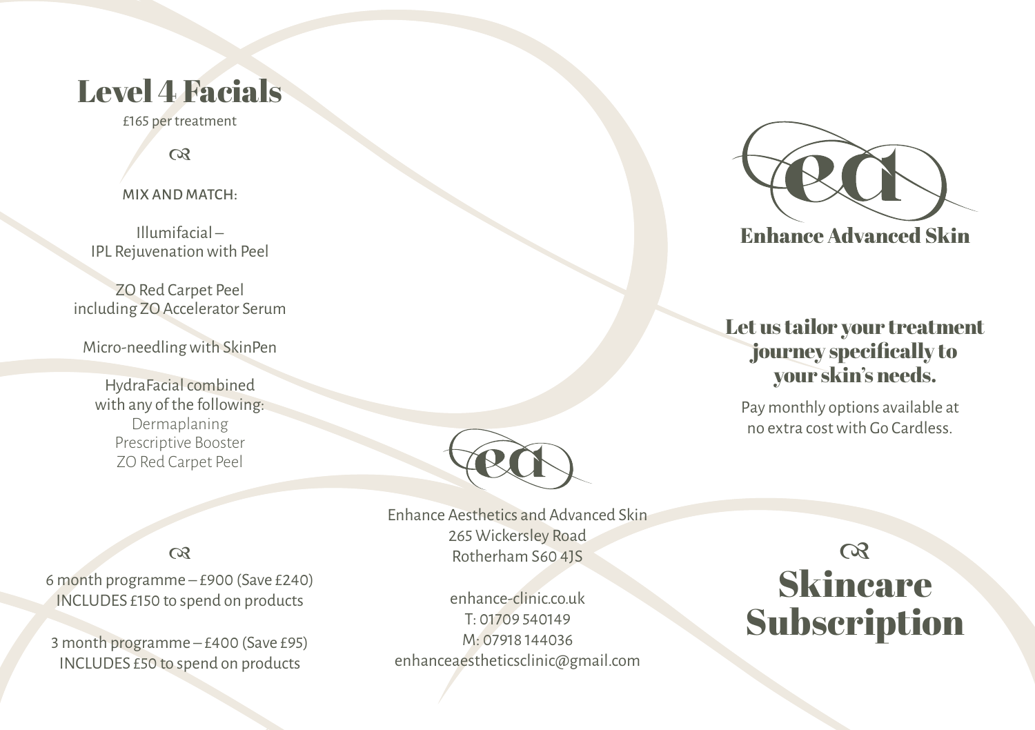# Level 4 Facials

£165 per treatment

ca

MIX AND MATCH:

Illumifacial –
IPL Rejuvenation with Peel

ZO Red Carpet Peel
including ZO Accelerator Serum

Micro-needling with SkinPen

HydraFacial combined
with any of the following:
Dermaplaning
Prescriptive Booster
ZO Red Carpet Peel

ca

6 month programme – £900 (Save £240)
INCLUDES £150 to spend on products

3 month programme – £400 (Save £95)
INCLUDES £50 to spend on products

ea

Enhance Aesthetics and Advanced Skin
265 Wickersley Road
Rotherham S60 4JS

enhance-clinic.co.uk
T: 01709 540149
M: 07918 144036
enhanceaestheticsclinic@gmail.com

ea

**Enhance Advanced Skin**

## Let us tailor your treatment journey specifically to your skin's needs.

Pay monthly options available at
no extra cost with Go Cardless.

ca

# Skincare Subscription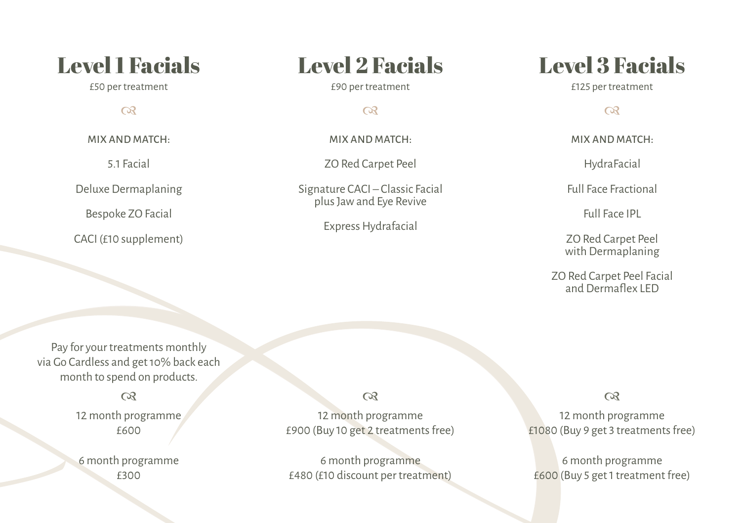## Level 1 Facials

£50 per treatment

MIX AND MATCH:

5.1 Facial

Deluxe Dermaplaning

Bespoke ZO Facial

CACI (£10 supplement)

Pay for your treatments monthly via Go Cardless and get 10% back each month to spend on products.

12 month programme
£600

6 month programme
£300

## Level 2 Facials

£90 per treatment

MIX AND MATCH:

ZO Red Carpet Peel

Signature CACI – Classic Facial plus Jaw and Eye Revive

Express Hydrafacial

12 month programme
£900 (Buy 10 get 2 treatments free)

6 month programme
£480 (£10 discount per treatment)

## Level 3 Facials

£125 per treatment

MIX AND MATCH:

HydraFacial

Full Face Fractional

Full Face IPL

ZO Red Carpet Peel with Dermaplaning

ZO Red Carpet Peel Facial and Dermaflex LED

12 month programme
£1080 (Buy 9 get 3 treatments free)

6 month programme
£600 (Buy 5 get 1 treatment free)